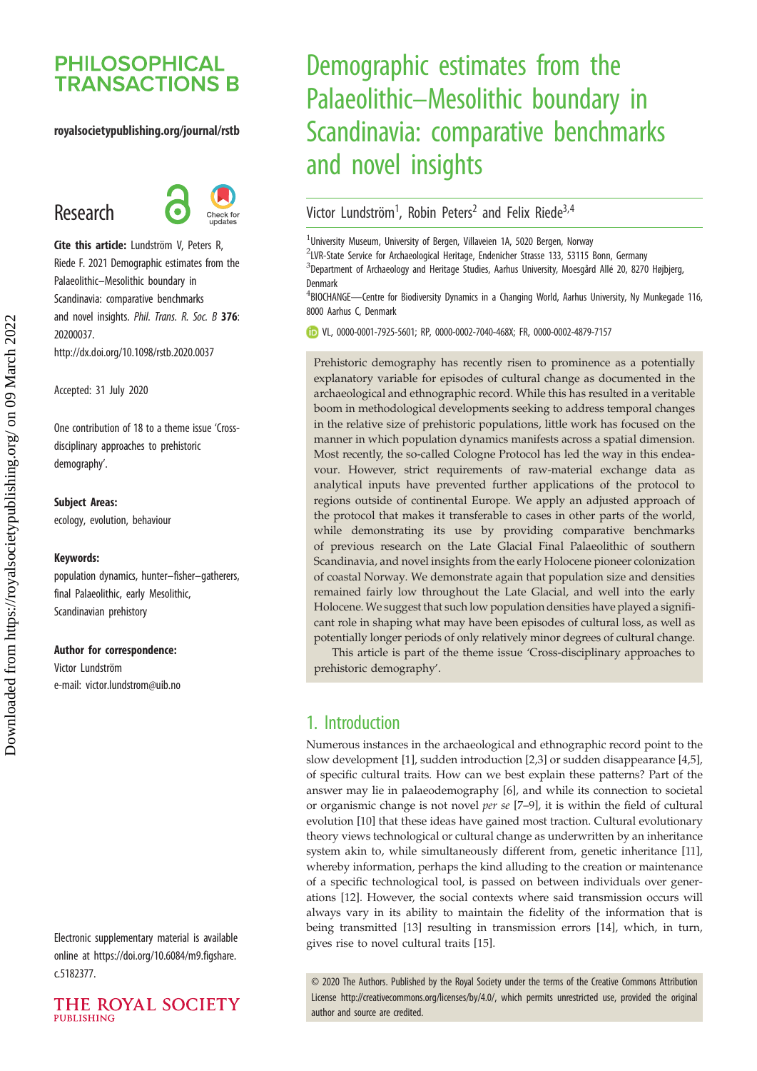# Demographic estimates from the Palaeolithic–Mesolithic boundary in Scandinavia: comparative benchmarks and novel insights

Victor Lundström[1], Robin Peters[2] and Felix Riede[3,4]

[1]University Museum, University of Bergen, Villaveien 1A, 5020 Bergen, Norway
[2]LVR-State Service for Archaeological Heritage, Endenicher Strasse 133, 53115 Bonn, Germany
[3]Department of Archaeology and Heritage Studies, Aarhus University, Moesgård Allé 20, 8270 Højbjerg, Denmark
[4]BIOCHANGE—Centre for Biodiversity Dynamics in a Changing World, Aarhus University, Ny Munkegade 116, 8000 Aarhus C, Denmark

VL, 0000-0001-7925-5601; RP, 0000-0002-7040-468X; FR, 0000-0002-4879-7157

Research

**Cite this article:** Lundström V, Peters R, Riede F. 2021 Demographic estimates from the Palaeolithic–Mesolithic boundary in Scandinavia: comparative benchmarks and novel insights. *Phil. Trans. R. Soc. B* **376**: 20200037.
http://dx.doi.org/10.1098/rstb.2020.0037

Accepted: 31 July 2020

One contribution of 18 to a theme issue 'Cross-disciplinary approaches to prehistoric demography'.

**Subject Areas:**
ecology, evolution, behaviour

**Keywords:**
population dynamics, hunter–fisher–gatherers, final Palaeolithic, early Mesolithic, Scandinavian prehistory

**Author for correspondence:**
Victor Lundström
e-mail: victor.lundstrom@uib.no

Electronic supplementary material is available online at https://doi.org/10.6084/m9.figshare.c.5182377.

Prehistoric demography has recently risen to prominence as a potentially explanatory variable for episodes of cultural change as documented in the archaeological and ethnographic record. While this has resulted in a veritable boom in methodological developments seeking to address temporal changes in the relative size of prehistoric populations, little work has focused on the manner in which population dynamics manifests across a spatial dimension. Most recently, the so-called Cologne Protocol has led the way in this endeavour. However, strict requirements of raw-material exchange data as analytical inputs have prevented further applications of the protocol to regions outside of continental Europe. We apply an adjusted approach of the protocol that makes it transferable to cases in other parts of the world, while demonstrating its use by providing comparative benchmarks of previous research on the Late Glacial Final Palaeolithic of southern Scandinavia, and novel insights from the early Holocene pioneer colonization of coastal Norway. We demonstrate again that population size and densities remained fairly low throughout the Late Glacial, and well into the early Holocene. We suggest that such low population densities have played a significant role in shaping what may have been episodes of cultural loss, as well as potentially longer periods of only relatively minor degrees of cultural change.

This article is part of the theme issue 'Cross-disciplinary approaches to prehistoric demography'.

## 1. Introduction

Numerous instances in the archaeological and ethnographic record point to the slow development [1], sudden introduction [2,3] or sudden disappearance [4,5], of specific cultural traits. How can we best explain these patterns? Part of the answer may lie in palaeodemography [6], and while its connection to societal or organismic change is not novel *per se* [7–9], it is within the field of cultural evolution [10] that these ideas have gained most traction. Cultural evolutionary theory views technological or cultural change as underwritten by an inheritance system akin to, while simultaneously different from, genetic inheritance [11], whereby information, perhaps the kind alluding to the creation or maintenance of a specific technological tool, is passed on between individuals over generations [12]. However, the social contexts where said transmission occurs will always vary in its ability to maintain the fidelity of the information that is being transmitted [13] resulting in transmission errors [14], which, in turn, gives rise to novel cultural traits [15].

© 2020 The Authors. Published by the Royal Society under the terms of the Creative Commons Attribution License http://creativecommons.org/licenses/by/4.0/, which permits unrestricted use, provided the original author and source are credited.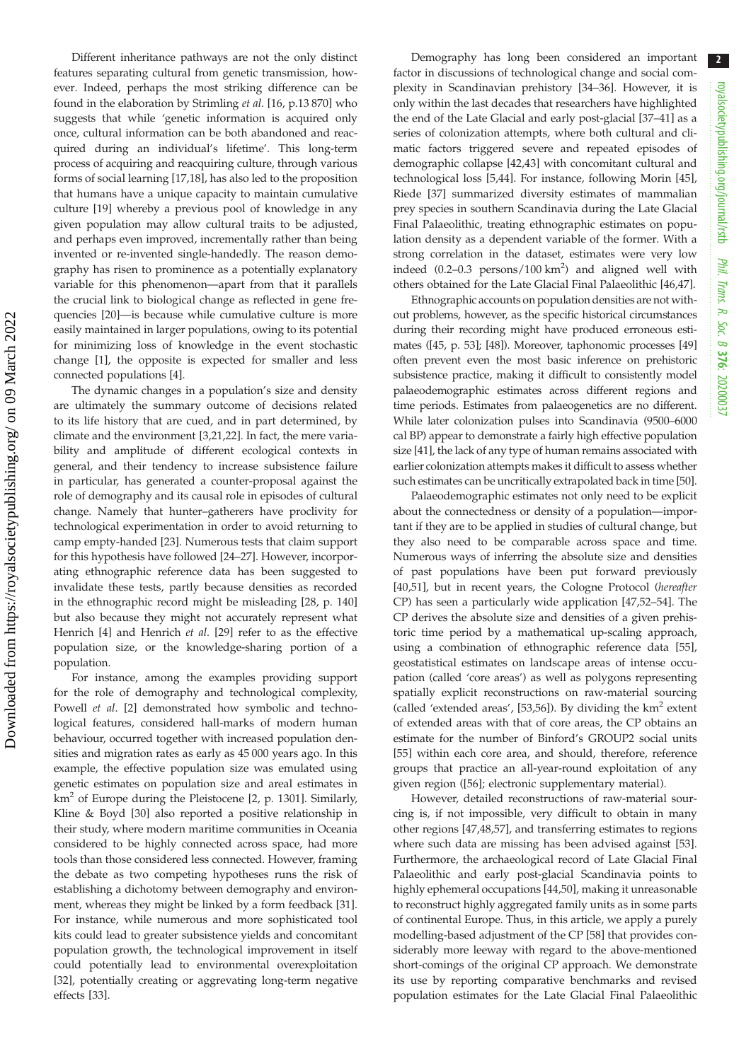Different inheritance pathways are not the only distinct features separating cultural from genetic transmission, however. Indeed, perhaps the most striking difference can be found in the elaboration by Strimling *et al*. [16, p.13 870] who suggests that while 'genetic information is acquired only once, cultural information can be both abandoned and reacquired during an individual's lifetime'. This long-term process of acquiring and reacquiring culture, through various forms of social learning [17,18], has also led to the proposition that humans have a unique capacity to maintain cumulative culture [19] whereby a previous pool of knowledge in any given population may allow cultural traits to be adjusted, and perhaps even improved, incrementally rather than being invented or re-invented single-handedly. The reason demography has risen to prominence as a potentially explanatory variable for this phenomenon—apart from that it parallels the crucial link to biological change as reflected in gene frequencies [20]—is because while cumulative culture is more easily maintained in larger populations, owing to its potential for minimizing loss of knowledge in the event stochastic change [1], the opposite is expected for smaller and less connected populations [4].

The dynamic changes in a population's size and density are ultimately the summary outcome of decisions related to its life history that are cued, and in part determined, by climate and the environment [3,21,22]. In fact, the mere variability and amplitude of different ecological contexts in general, and their tendency to increase subsistence failure in particular, has generated a counter-proposal against the role of demography and its causal role in episodes of cultural change. Namely that hunter–gatherers have proclivity for technological experimentation in order to avoid returning to camp empty-handed [23]. Numerous tests that claim support for this hypothesis have followed [24–27]. However, incorporating ethnographic reference data has been suggested to invalidate these tests, partly because densities as recorded in the ethnographic record might be misleading [28, p. 140] but also because they might not accurately represent what Henrich [4] and Henrich *et al*. [29] refer to as the effective population size, or the knowledge-sharing portion of a population.

For instance, among the examples providing support for the role of demography and technological complexity, Powell *et al*. [2] demonstrated how symbolic and technological features, considered hall-marks of modern human behaviour, occurred together with increased population densities and migration rates as early as 45 000 years ago. In this example, the effective population size was emulated using genetic estimates on population size and areal estimates in km$^2$ of Europe during the Pleistocene [2, p. 1301]. Similarly, Kline & Boyd [30] also reported a positive relationship in their study, where modern maritime communities in Oceania considered to be highly connected across space, had more tools than those considered less connected. However, framing the debate as two competing hypotheses runs the risk of establishing a dichotomy between demography and environment, whereas they might be linked by a form feedback [31]. For instance, while numerous and more sophisticated tool kits could lead to greater subsistence yields and concomitant population growth, the technological improvement in itself could potentially lead to environmental overexploitation [32], potentially creating or aggrevating long-term negative effects [33].

Demography has long been considered an important factor in discussions of technological change and social complexity in Scandinavian prehistory [34–36]. However, it is only within the last decades that researchers have highlighted the end of the Late Glacial and early post-glacial [37–41] as a series of colonization attempts, where both cultural and climatic factors triggered severe and repeated episodes of demographic collapse [42,43] with concomitant cultural and technological loss [5,44]. For instance, following Morin [45], Riede [37] summarized diversity estimates of mammalian prey species in southern Scandinavia during the Late Glacial Final Palaeolithic, treating ethnographic estimates on population density as a dependent variable of the former. With a strong correlation in the dataset, estimates were very low indeed (0.2–0.3 persons/100 km$^2$) and aligned well with others obtained for the Late Glacial Final Palaeolithic [46,47].

Ethnographic accounts on population densities are not without problems, however, as the specific historical circumstances during their recording might have produced erroneous estimates ([45, p. 53]; [48]). Moreover, taphonomic processes [49] often prevent even the most basic inference on prehistoric subsistence practice, making it difficult to consistently model palaeodemographic estimates across different regions and time periods. Estimates from palaeogenetics are no different. While later colonization pulses into Scandinavia (9500–6000 cal BP) appear to demonstrate a fairly high effective population size [41], the lack of any type of human remains associated with earlier colonization attempts makes it difficult to assess whether such estimates can be uncritically extrapolated back in time [50].

Palaeodemographic estimates not only need to be explicit about the connectedness or density of a population—important if they are to be applied in studies of cultural change, but they also need to be comparable across space and time. Numerous ways of inferring the absolute size and densities of past populations have been put forward previously [40,51], but in recent years, the Cologne Protocol (*hereafter* CP) has seen a particularly wide application [47,52–54]. The CP derives the absolute size and densities of a given prehistoric time period by a mathematical up-scaling approach, using a combination of ethnographic reference data [55], geostatistical estimates on landscape areas of intense occupation (called 'core areas') as well as polygons representing spatially explicit reconstructions on raw-material sourcing (called 'extended areas', [53,56]). By dividing the km$^2$ extent of extended areas with that of core areas, the CP obtains an estimate for the number of Binford's GROUP2 social units [55] within each core area, and should, therefore, reference groups that practice an all-year-round exploitation of any given region ([56]; electronic supplementary material).

However, detailed reconstructions of raw-material sourcing is, if not impossible, very difficult to obtain in many other regions [47,48,57], and transferring estimates to regions where such data are missing has been advised against [53]. Furthermore, the archaeological record of Late Glacial Final Palaeolithic and early post-glacial Scandinavia points to highly ephemeral occupations [44,50], making it unreasonable to reconstruct highly aggregated family units as in some parts of continental Europe. Thus, in this article, we apply a purely modelling-based adjustment of the CP [58] that provides considerably more leeway with regard to the above-mentioned short-comings of the original CP approach. We demonstrate its use by reporting comparative benchmarks and revised population estimates for the Late Glacial Final Palaeolithic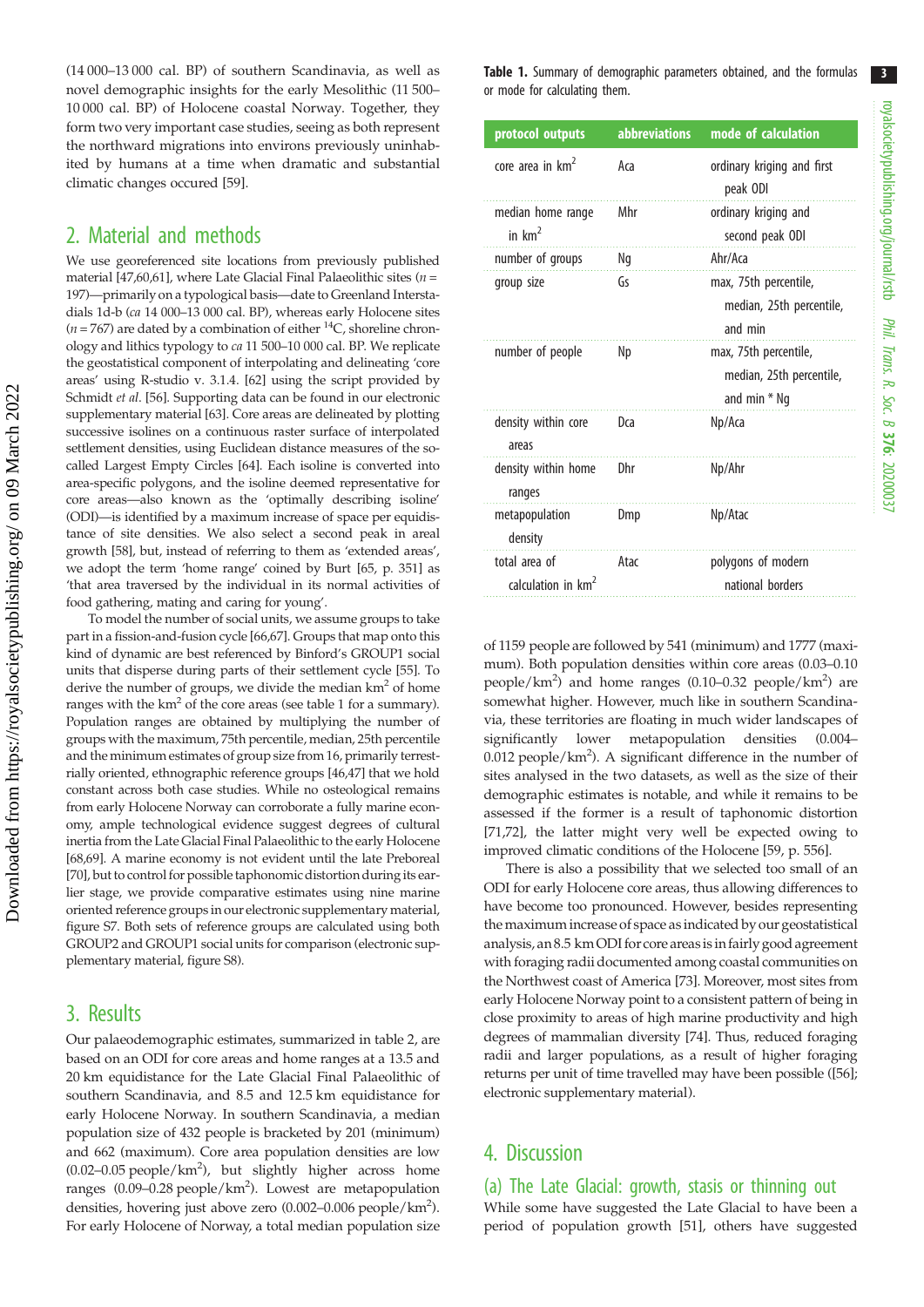(14 000–13 000 cal. BP) of southern Scandinavia, as well as novel demographic insights for the early Mesolithic (11 500–10 000 cal. BP) of Holocene coastal Norway. Together, they form two very important case studies, seeing as both represent the northward migrations into environs previously uninhabited by humans at a time when dramatic and substantial climatic changes occured [59].

## 2. Material and methods

We use georeferenced site locations from previously published material [47,60,61], where Late Glacial Final Palaeolithic sites ($n$ = 197)—primarily on a typological basis—date to Greenland Interstadials 1d-b (*ca* 14 000–13 000 cal. BP), whereas early Holocene sites ($n$ = 767) are dated by a combination of either $^{14}$C, shoreline chronology and lithics typology to *ca* 11 500–10 000 cal. BP. We replicate the geostatistical component of interpolating and delineating 'core areas' using R-studio v. 3.1.4. [62] using the script provided by Schmidt *et al*. [56]. Supporting data can be found in our electronic supplementary material [63]. Core areas are delineated by plotting successive isolines on a continuous raster surface of interpolated settlement densities, using Euclidean distance measures of the so-called Largest Empty Circles [64]. Each isoline is converted into area-specific polygons, and the isoline deemed representative for core areas—also known as the 'optimally describing isoline' (ODI)—is identified by a maximum increase of space per equidistance of site densities. We also select a second peak in areal growth [58], but, instead of referring to them as 'extended areas', we adopt the term 'home range' coined by Burt [65, p. 351] as 'that area traversed by the individual in its normal activities of food gathering, mating and caring for young'.

To model the number of social units, we assume groups to take part in a fission-and-fusion cycle [66,67]. Groups that map onto this kind of dynamic are best referenced by Binford's GROUP1 social units that disperse during parts of their settlement cycle [55]. To derive the number of groups, we divide the median km$^2$ of home ranges with the km$^2$ of the core areas (see table 1 for a summary). Population ranges are obtained by multiplying the number of groups with the maximum, 75th percentile, median, 25th percentile and the minimum estimates of group size from 16, primarily terrestrially oriented, ethnographic reference groups [46,47] that we hold constant across both case studies. While no osteological remains from early Holocene Norway can corroborate a fully marine economy, ample technological evidence suggest degrees of cultural inertia from the Late Glacial Final Palaeolithic to the early Holocene [68,69]. A marine economy is not evident until the late Preboreal [70], but to control for possible taphonomic distortion during its earlier stage, we provide comparative estimates using nine marine oriented reference groups in our electronic supplementary material, figure S7. Both sets of reference groups are calculated using both GROUP2 and GROUP1 social units for comparison (electronic supplementary material, figure S8).

**Table 1.** Summary of demographic parameters obtained, and the formulas or mode for calculating them.

| protocol outputs | abbreviations | mode of calculation |
|---|---|---|
| core area in km$^2$ | Aca | ordinary kriging and first peak ODI |
| median home range in km$^2$ | Mhr | ordinary kriging and second peak ODI |
| number of groups | Ng | Ahr/Aca |
| group size | Gs | max, 75th percentile, median, 25th percentile, and min |
| number of people | Np | max, 75th percentile, median, 25th percentile, and min * Ng |
| density within core areas | Dca | Np/Aca |
| density within home ranges | Dhr | Np/Ahr |
| metapopulation density | Dmp | Np/Atac |
| total area of calculation in km$^2$ | Atac | polygons of modern national borders |

## 3. Results

Our palaeodemographic estimates, summarized in table 2, are based on an ODI for core areas and home ranges at a 13.5 and 20 km equidistance for the Late Glacial Final Palaeolithic of southern Scandinavia, and 8.5 and 12.5 km equidistance for early Holocene Norway. In southern Scandinavia, a median population size of 432 people is bracketed by 201 (minimum) and 662 (maximum). Core area population densities are low (0.02–0.05 people/km$^2$), but slightly higher across home ranges (0.09–0.28 people/km$^2$). Lowest are metapopulation densities, hovering just above zero (0.002–0.006 people/km$^2$). For early Holocene of Norway, a total median population size of 1159 people are followed by 541 (minimum) and 1777 (maximum). Both population densities within core areas (0.03–0.10 people/km$^2$) and home ranges (0.10–0.32 people/km$^2$) are somewhat higher. However, much like in southern Scandinavia, these territories are floating in much wider landscapes of significantly lower metapopulation densities (0.004–0.012 people/km$^2$). A significant difference in the number of sites analysed in the two datasets, as well as the size of their demographic estimates is notable, and while it remains to be assessed if the former is a result of taphonomic distortion [71,72], the latter might very well be expected owing to improved climatic conditions of the Holocene [59, p. 556].

There is also a possibility that we selected too small of an ODI for early Holocene core areas, thus allowing differences to have become too pronounced. However, besides representing the maximum increase of space as indicated by our geostatistical analysis, an 8.5 km ODI for core areas is in fairly good agreement with foraging radii documented among coastal communities on the Northwest coast of America [73]. Moreover, most sites from early Holocene Norway point to a consistent pattern of being in close proximity to areas of high marine productivity and high degrees of mammalian diversity [74]. Thus, reduced foraging radii and larger populations, as a result of higher foraging returns per unit of time travelled may have been possible ([56]; electronic supplementary material).

## 4. Discussion

### (a) The Late Glacial: growth, stasis or thinning out

While some have suggested the Late Glacial to have been a period of population growth [51], others have suggested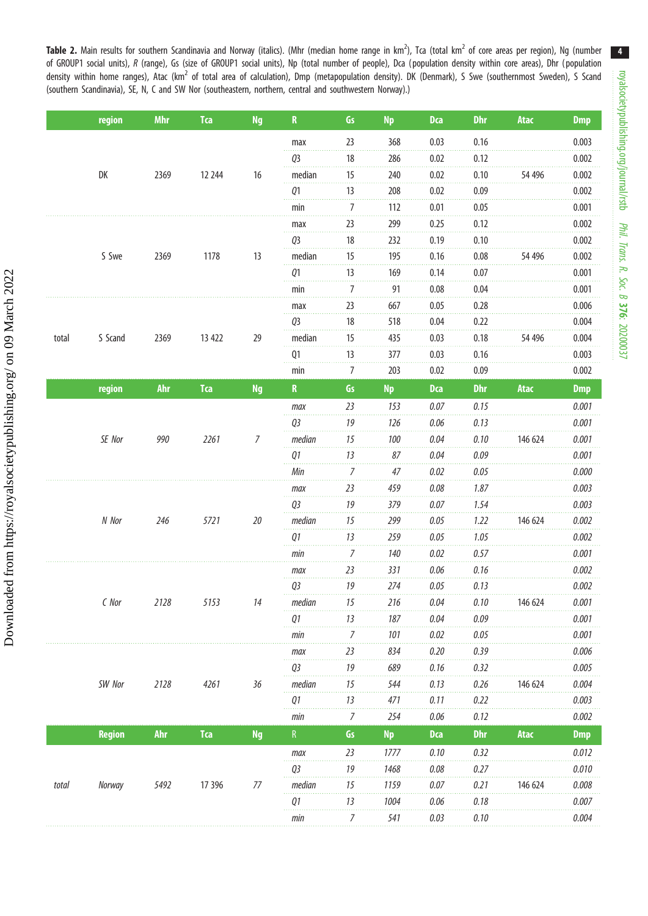**Table 2.** Main results for southern Scandinavia and Norway (italics). (Mhr (median home range in km$^2$), Tca (total km$^2$ of core areas per region), Ng (number of GROUP1 social units), *R* (range), Gs (size of GROUP1 social units), Np (total number of people), Dca (population density within core areas), Dhr (population density within home ranges), Atac (km$^2$ of total area of calculation), Dmp (metapopulation density). DK (Denmark), S Swe (southernmost Sweden), S Scand (southern Scandinavia), SE, N, C and SW Nor (southeastern, northern, central and southwestern Norway).)

| | region | Mhr | Tca | Ng | R | Gs | Np | Dca | Dhr | Atac | Dmp |
|---|---|---|---|---|---|---|---|---|---|---|---|
| | | | | | max | 23 | 368 | 0.03 | 0.16 | | 0.003 |
| | | | | | Q3 | 18 | 286 | 0.02 | 0.12 | | 0.002 |
| | DK | 2369 | 12 244 | 16 | median | 15 | 240 | 0.02 | 0.10 | 54 496 | 0.002 |
| | | | | | Q1 | 13 | 208 | 0.02 | 0.09 | | 0.002 |
| | | | | | min | 7 | 112 | 0.01 | 0.05 | | 0.001 |
| | | | | | max | 23 | 299 | 0.25 | 0.12 | | 0.002 |
| | | | | | Q3 | 18 | 232 | 0.19 | 0.10 | | 0.002 |
| | S Swe | 2369 | 1178 | 13 | median | 15 | 195 | 0.16 | 0.08 | 54 496 | 0.002 |
| | | | | | Q1 | 13 | 169 | 0.14 | 0.07 | | 0.001 |
| | | | | | min | 7 | 91 | 0.08 | 0.04 | | 0.001 |
| | | | | | max | 23 | 667 | 0.05 | 0.28 | | 0.006 |
| | | | | | Q3 | 18 | 518 | 0.04 | 0.22 | | 0.004 |
| total | S Scand | 2369 | 13 422 | 29 | median | 15 | 435 | 0.03 | 0.18 | 54 496 | 0.004 |
| | | | | | Q1 | 13 | 377 | 0.03 | 0.16 | | 0.003 |
| | | | | | min | 7 | 203 | 0.02 | 0.09 | | 0.002 |
| | **region** | **Ahr** | **Tca** | **Ng** | **R** | **Gs** | **Np** | **Dca** | **Dhr** | **Atac** | **Dmp** |
| | | | | | *max* | *23* | *153* | *0.07* | *0.15* | | *0.001* |
| | | | | | *Q3* | *19* | *126* | *0.06* | *0.13* | | *0.001* |
| | *SE Nor* | *990* | *2261* | *7* | *median* | *15* | *100* | *0.04* | *0.10* | 146 624 | *0.001* |
| | | | | | *Q1* | *13* | *87* | *0.04* | *0.09* | | *0.001* |
| | | | | | *Min* | *7* | *47* | *0.02* | *0.05* | | *0.000* |
| | | | | | *max* | *23* | *459* | *0.08* | *1.87* | | *0.003* |
| | | | | | *Q3* | *19* | *379* | *0.07* | *1.54* | | *0.003* |
| | *N Nor* | *246* | *5721* | *20* | *median* | *15* | *299* | *0.05* | *1.22* | 146 624 | *0.002* |
| | | | | | *Q1* | *13* | *259* | *0.05* | *1.05* | | *0.002* |
| | | | | | *min* | *7* | *140* | *0.02* | *0.57* | | *0.001* |
| | | | | | *max* | *23* | *331* | *0.06* | *0.16* | | *0.002* |
| | | | | | *Q3* | *19* | *274* | *0.05* | *0.13* | | *0.002* |
| | *C Nor* | *2128* | *5153* | *14* | *median* | *15* | *216* | *0.04* | *0.10* | 146 624 | *0.001* |
| | | | | | *Q1* | *13* | *187* | *0.04* | *0.09* | | *0.001* |
| | | | | | *min* | *7* | *101* | *0.02* | *0.05* | | *0.001* |
| | | | | | *max* | *23* | *834* | *0.20* | *0.39* | | *0.006* |
| | | | | | *Q3* | *19* | *689* | *0.16* | *0.32* | | *0.005* |
| | *SW Nor* | *2128* | *4261* | *36* | *median* | *15* | *544* | *0.13* | *0.26* | 146 624 | *0.004* |
| | | | | | *Q1* | *13* | *471* | *0.11* | *0.22* | | *0.003* |
| | | | | | *min* | *7* | *254* | *0.06* | *0.12* | | *0.002* |
| | **Region** | **Ahr** | **Tca** | **Ng** | R | **Gs** | **Np** | **Dca** | **Dhr** | **Atac** | **Dmp** |
| | | | | | *max* | *23* | *1777* | *0.10* | *0.32* | | *0.012* |
| | | | | | *Q3* | *19* | *1468* | *0.08* | *0.27* | | *0.010* |
| *total* | *Norway* | *5492* | *17 396* | *77* | *median* | *15* | *1159* | *0.07* | *0.21* | 146 624 | *0.008* |
| | | | | | *Q1* | *13* | *1004* | *0.06* | *0.18* | | *0.007* |
| | | | | | *min* | *7* | *541* | *0.03* | *0.10* | | *0.004* |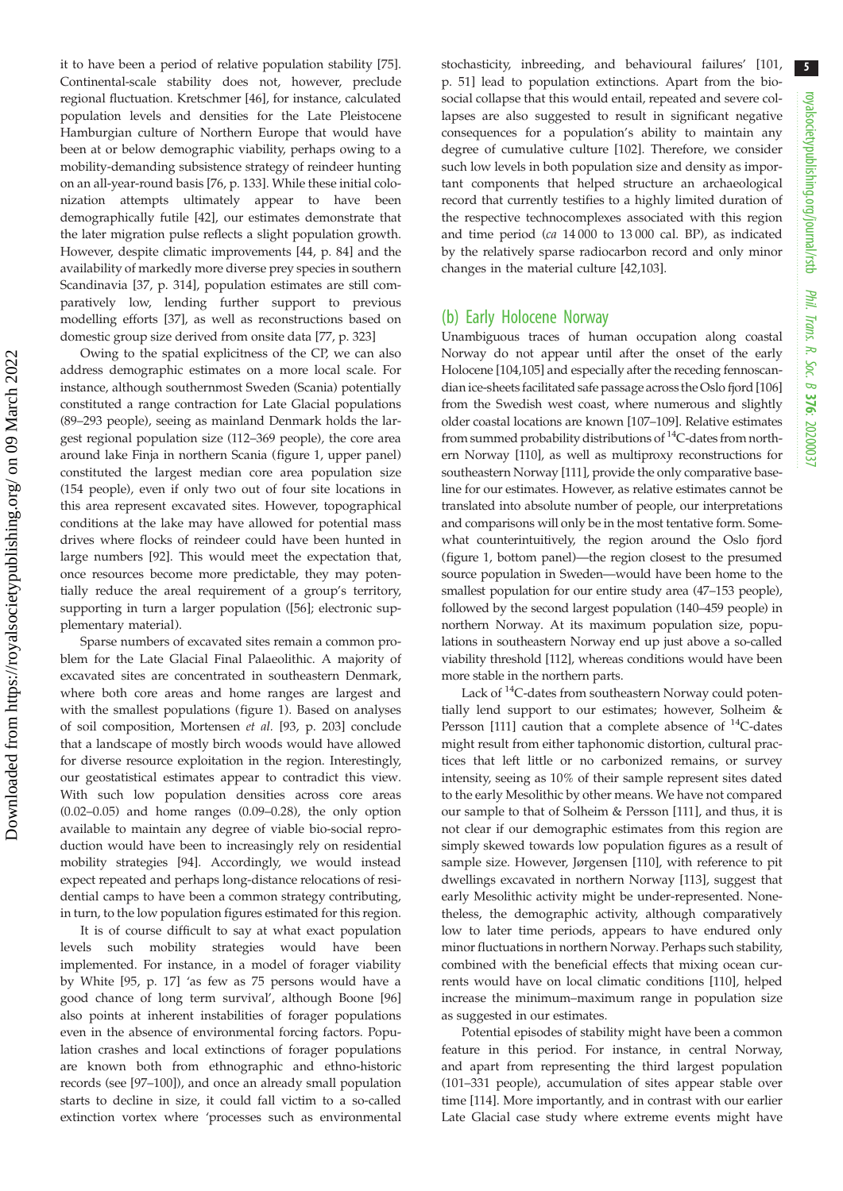it to have been a period of relative population stability [75]. Continental-scale stability does not, however, preclude regional fluctuation. Kretschmer [46], for instance, calculated population levels and densities for the Late Pleistocene Hamburgian culture of Northern Europe that would have been at or below demographic viability, perhaps owing to a mobility-demanding subsistence strategy of reindeer hunting on an all-year-round basis [76, p. 133]. While these initial colonization attempts ultimately appear to have been demographically futile [42], our estimates demonstrate that the later migration pulse reflects a slight population growth. However, despite climatic improvements [44, p. 84] and the availability of markedly more diverse prey species in southern Scandinavia [37, p. 314], population estimates are still comparatively low, lending further support to previous modelling efforts [37], as well as reconstructions based on domestic group size derived from onsite data [77, p. 323]

Owing to the spatial explicitness of the CP, we can also address demographic estimates on a more local scale. For instance, although southernmost Sweden (Scania) potentially constituted a range contraction for Late Glacial populations (89–293 people), seeing as mainland Denmark holds the largest regional population size (112–369 people), the core area around lake Finja in northern Scania (figure 1, upper panel) constituted the largest median core area population size (154 people), even if only two out of four site locations in this area represent excavated sites. However, topographical conditions at the lake may have allowed for potential mass drives where flocks of reindeer could have been hunted in large numbers [92]. This would meet the expectation that, once resources become more predictable, they may potentially reduce the areal requirement of a group's territory, supporting in turn a larger population ([56]; electronic supplementary material).

Sparse numbers of excavated sites remain a common problem for the Late Glacial Final Palaeolithic. A majority of excavated sites are concentrated in southeastern Denmark, where both core areas and home ranges are largest and with the smallest populations (figure 1). Based on analyses of soil composition, Mortensen *et al.* [93, p. 203] conclude that a landscape of mostly birch woods would have allowed for diverse resource exploitation in the region. Interestingly, our geostatistical estimates appear to contradict this view. With such low population densities across core areas (0.02–0.05) and home ranges (0.09–0.28), the only option available to maintain any degree of viable bio-social reproduction would have been to increasingly rely on residential mobility strategies [94]. Accordingly, we would instead expect repeated and perhaps long-distance relocations of residential camps to have been a common strategy contributing, in turn, to the low population figures estimated for this region.

It is of course difficult to say at what exact population levels such mobility strategies would have been implemented. For instance, in a model of forager viability by White [95, p. 17] 'as few as 75 persons would have a good chance of long term survival', although Boone [96] also points at inherent instabilities of forager populations even in the absence of environmental forcing factors. Population crashes and local extinctions of forager populations are known both from ethnographic and ethno-historic records (see [97–100]), and once an already small population starts to decline in size, it could fall victim to a so-called extinction vortex where 'processes such as environmental stochasticity, inbreeding, and behavioural failures' [101, p. 51] lead to population extinctions. Apart from the bio-social collapse that this would entail, repeated and severe collapses are also suggested to result in significant negative consequences for a population's ability to maintain any degree of cumulative culture [102]. Therefore, we consider such low levels in both population size and density as important components that helped structure an archaeological record that currently testifies to a highly limited duration of the respective technocomplexes associated with this region and time period (*ca* 14 000 to 13 000 cal. BP), as indicated by the relatively sparse radiocarbon record and only minor changes in the material culture [42,103].

## (b) Early Holocene Norway

Unambiguous traces of human occupation along coastal Norway do not appear until after the onset of the early Holocene [104,105] and especially after the receding fennoscandian ice-sheets facilitated safe passage across the Oslo fjord [106] from the Swedish west coast, where numerous and slightly older coastal locations are known [107–109]. Relative estimates from summed probability distributions of $^{14}$C-dates from northern Norway [110], as well as multiproxy reconstructions for southeastern Norway [111], provide the only comparative baseline for our estimates. However, as relative estimates cannot be translated into absolute number of people, our interpretations and comparisons will only be in the most tentative form. Somewhat counterintuitively, the region around the Oslo fjord (figure 1, bottom panel)—the region closest to the presumed source population in Sweden—would have been home to the smallest population for our entire study area (47–153 people), followed by the second largest population (140–459 people) in northern Norway. At its maximum population size, populations in southeastern Norway end up just above a so-called viability threshold [112], whereas conditions would have been more stable in the northern parts.

Lack of $^{14}$C-dates from southeastern Norway could potentially lend support to our estimates; however, Solheim & Persson [111] caution that a complete absence of $^{14}$C-dates might result from either taphonomic distortion, cultural practices that left little or no carbonized remains, or survey intensity, seeing as 10% of their sample represent sites dated to the early Mesolithic by other means. We have not compared our sample to that of Solheim & Persson [111], and thus, it is not clear if our demographic estimates from this region are simply skewed towards low population figures as a result of sample size. However, Jørgensen [110], with reference to pit dwellings excavated in northern Norway [113], suggest that early Mesolithic activity might be under-represented. Nonetheless, the demographic activity, although comparatively low to later time periods, appears to have endured only minor fluctuations in northern Norway. Perhaps such stability, combined with the beneficial effects that mixing ocean currents would have on local climatic conditions [110], helped increase the minimum–maximum range in population size as suggested in our estimates.

Potential episodes of stability might have been a common feature in this period. For instance, in central Norway, and apart from representing the third largest population (101–331 people), accumulation of sites appear stable over time [114]. More importantly, and in contrast with our earlier Late Glacial case study where extreme events might have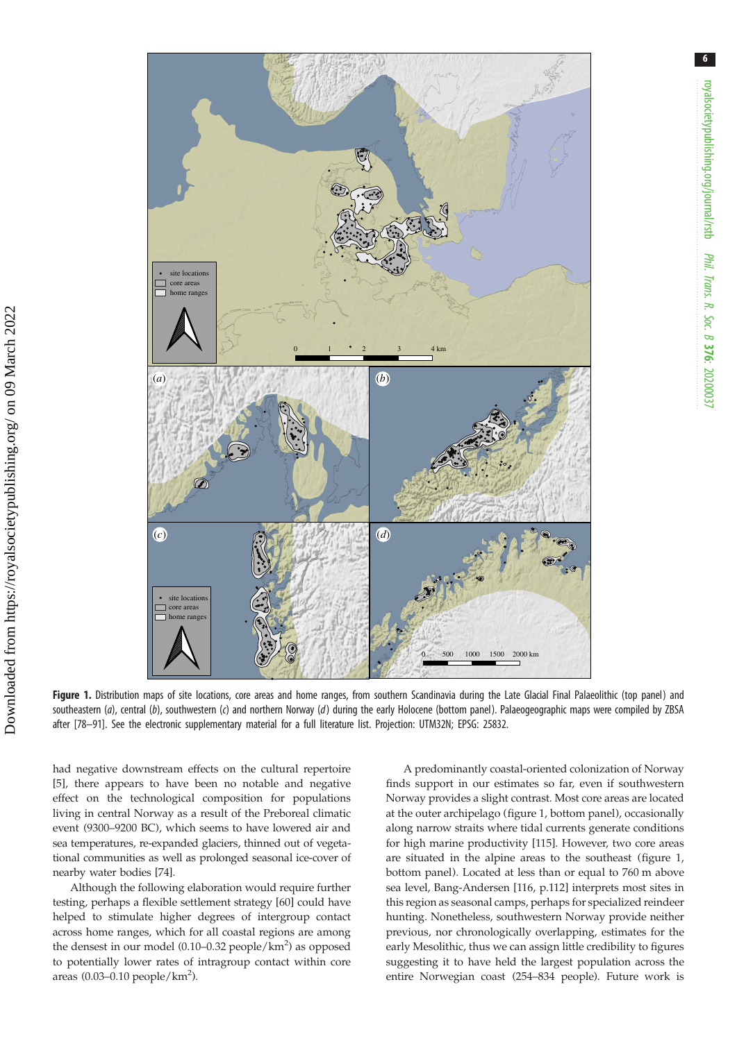**Figure 1.** Distribution maps of site locations, core areas and home ranges, from southern Scandinavia during the Late Glacial Final Palaeolithic (top panel) and southeastern (*a*), central (*b*), southwestern (*c*) and northern Norway (*d*) during the early Holocene (bottom panel). Palaeogeographic maps were compiled by ZBSA after [78–91]. See the electronic supplementary material for a full literature list. Projection: UTM32N; EPSG: 25832.

had negative downstream effects on the cultural repertoire [5], there appears to have been no notable and negative effect on the technological composition for populations living in central Norway as a result of the Preboreal climatic event (9300–9200 BC), which seems to have lowered air and sea temperatures, re-expanded glaciers, thinned out of vegetational communities as well as prolonged seasonal ice-cover of nearby water bodies [74].

Although the following elaboration would require further testing, perhaps a flexible settlement strategy [60] could have helped to stimulate higher degrees of intergroup contact across home ranges, which for all coastal regions are among the densest in our model (0.10–0.32 people/km$^2$) as opposed to potentially lower rates of intragroup contact within core areas (0.03–0.10 people/km$^2$).

A predominantly coastal-oriented colonization of Norway finds support in our estimates so far, even if southwestern Norway provides a slight contrast. Most core areas are located at the outer archipelago (figure 1, bottom panel), occasionally along narrow straits where tidal currents generate conditions for high marine productivity [115]. However, two core areas are situated in the alpine areas to the southeast (figure 1, bottom panel). Located at less than or equal to 760 m above sea level, Bang-Andersen [116, p.112] interprets most sites in this region as seasonal camps, perhaps for specialized reindeer hunting. Nonetheless, southwestern Norway provide neither previous, nor chronologically overlapping, estimates for the early Mesolithic, thus we can assign little credibility to figures suggesting it to have held the largest population across the entire Norwegian coast (254–834 people). Future work is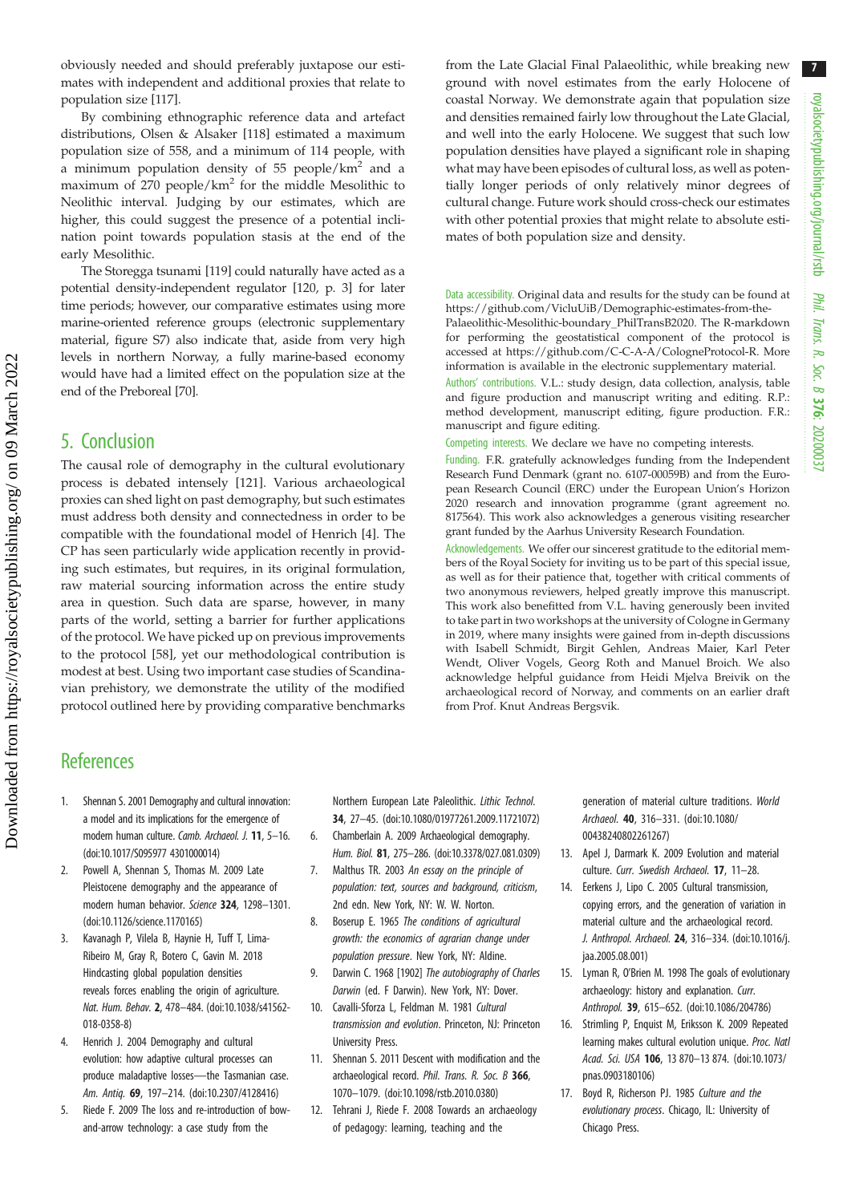obviously needed and should preferably juxtapose our estimates with independent and additional proxies that relate to population size [117].

By combining ethnographic reference data and artefact distributions, Olsen & Alsaker [118] estimated a maximum population size of 558, and a minimum of 114 people, with a minimum population density of 55 people/km$^2$ and a maximum of 270 people/km$^2$ for the middle Mesolithic to Neolithic interval. Judging by our estimates, which are higher, this could suggest the presence of a potential inclination point towards population stasis at the end of the early Mesolithic.

The Storegga tsunami [119] could naturally have acted as a potential density-independent regulator [120, p. 3] for later time periods; however, our comparative estimates using more marine-oriented reference groups (electronic supplementary material, figure S7) also indicate that, aside from very high levels in northern Norway, a fully marine-based economy would have had a limited effect on the population size at the end of the Preboreal [70].

## 5. Conclusion

The causal role of demography in the cultural evolutionary process is debated intensely [121]. Various archaeological proxies can shed light on past demography, but such estimates must address both density and connectedness in order to be compatible with the foundational model of Henrich [4]. The CP has seen particularly wide application recently in providing such estimates, but requires, in its original formulation, raw material sourcing information across the entire study area in question. Such data are sparse, however, in many parts of the world, setting a barrier for further applications of the protocol. We have picked up on previous improvements to the protocol [58], yet our methodological contribution is modest at best. Using two important case studies of Scandinavian prehistory, we demonstrate the utility of the modified protocol outlined here by providing comparative benchmarks from the Late Glacial Final Palaeolithic, while breaking new ground with novel estimates from the early Holocene of coastal Norway. We demonstrate again that population size and densities remained fairly low throughout the Late Glacial, and well into the early Holocene. We suggest that such low population densities have played a significant role in shaping what may have been episodes of cultural loss, as well as potentially longer periods of only relatively minor degrees of cultural change. Future work should cross-check our estimates with other potential proxies that might relate to absolute estimates of both population size and density.

Data accessibility. Original data and results for the study can be found at https://github.com/VicluUiB/Demographic-estimates-from-the-Palaeolithic-Mesolithic-boundary_PhilTransB2020. The R-markdown for performing the geostatistical component of the protocol is accessed at https://github.com/C-C-A-A/CologneProtocol-R. More information is available in the electronic supplementary material.

Authors' contributions. V.L.: study design, data collection, analysis, table and figure production and manuscript writing and editing. R.P.: method development, manuscript editing, figure production. F.R.: manuscript and figure editing.

Competing interests. We declare we have no competing interests.

Funding. F.R. gratefully acknowledges funding from the Independent Research Fund Denmark (grant no. 6107-00059B) and from the European Research Council (ERC) under the European Union's Horizon 2020 research and innovation programme (grant agreement no. 817564). This work also acknowledges a generous visiting researcher grant funded by the Aarhus University Research Foundation.

Acknowledgements. We offer our sincerest gratitude to the editorial members of the Royal Society for inviting us to be part of this special issue, as well as for their patience that, together with critical comments of two anonymous reviewers, helped greatly improve this manuscript. This work also benefitted from V.L. having generously been invited to take part in two workshops at the university of Cologne in Germany in 2019, where many insights were gained from in-depth discussions with Isabell Schmidt, Birgit Gehlen, Andreas Maier, Karl Peter Wendt, Oliver Vogels, Georg Roth and Manuel Broich. We also acknowledge helpful guidance from Heidi Mjelva Breivik on the archaeological record of Norway, and comments on an earlier draft from Prof. Knut Andreas Bergsvik.

## References

1. Shennan S. 2001 Demography and cultural innovation: a model and its implications for the emergence of modern human culture. *Camb. Archaeol. J.* **11**, 5–16. (doi:10.1017/S095977 4301000014)
2. Powell A, Shennan S, Thomas M. 2009 Late Pleistocene demography and the appearance of modern human behavior. *Science* **324**, 1298–1301. (doi:10.1126/science.1170165)
3. Kavanagh P, Vilela B, Haynie H, Tuff T, Lima-Ribeiro M, Gray R, Botero C, Gavin M. 2018 Hindcasting global population densities reveals forces enabling the origin of agriculture. *Nat. Hum. Behav.* **2**, 478–484. (doi:10.1038/s41562-018-0358-8)
4. Henrich J. 2004 Demography and cultural evolution: how adaptive cultural processes can produce maladaptive losses—the Tasmanian case. *Am. Antiq.* **69**, 197–214. (doi:10.2307/4128416)
5. Riede F. 2009 The loss and re-introduction of bow-and-arrow technology: a case study from the Northern European Late Paleolithic. *Lithic Technol.* **34**, 27–45. (doi:10.1080/01977261.2009.11721072)
6. Chamberlain A. 2009 Archaeological demography. *Hum. Biol.* **81**, 275–286. (doi:10.3378/027.081.0309)
7. Malthus TR. 2003 *An essay on the principle of population: text, sources and background, criticism*, 2nd edn. New York, NY: W. W. Norton.
8. Boserup E. 1965 *The conditions of agricultural growth: the economics of agrarian change under population pressure*. New York, NY: Aldine.
9. Darwin C. 1968 [1902] *The autobiography of Charles Darwin* (ed. F Darwin). New York, NY: Dover.
10. Cavalli-Sforza L, Feldman M. 1981 *Cultural transmission and evolution*. Princeton, NJ: Princeton University Press.
11. Shennan S. 2011 Descent with modification and the archaeological record. *Phil. Trans. R. Soc. B* **366**, 1070–1079. (doi:10.1098/rstb.2010.0380)
12. Tehrani J, Riede F. 2008 Towards an archaeology of pedagogy: learning, teaching and the generation of material culture traditions. *World Archaeol.* **40**, 316–331. (doi:10.1080/00438240802261267)
13. Apel J, Darmark K. 2009 Evolution and material culture. *Curr. Swedish Archaeol.* **17**, 11–28.
14. Eerkens J, Lipo C. 2005 Cultural transmission, copying errors, and the generation of variation in material culture and the archaeological record. *J. Anthropol. Archaeol.* **24**, 316–334. (doi:10.1016/j.jaa.2005.08.001)
15. Lyman R, O'Brien M. 1998 The goals of evolutionary archaeology: history and explanation. *Curr. Anthropol.* **39**, 615–652. (doi:10.1086/204786)
16. Strimling P, Enquist M, Eriksson K. 2009 Repeated learning makes cultural evolution unique. *Proc. Natl Acad. Sci. USA* **106**, 13 870–13 874. (doi:10.1073/pnas.0903180106)
17. Boyd R, Richerson PJ. 1985 *Culture and the evolutionary process*. Chicago, IL: University of Chicago Press.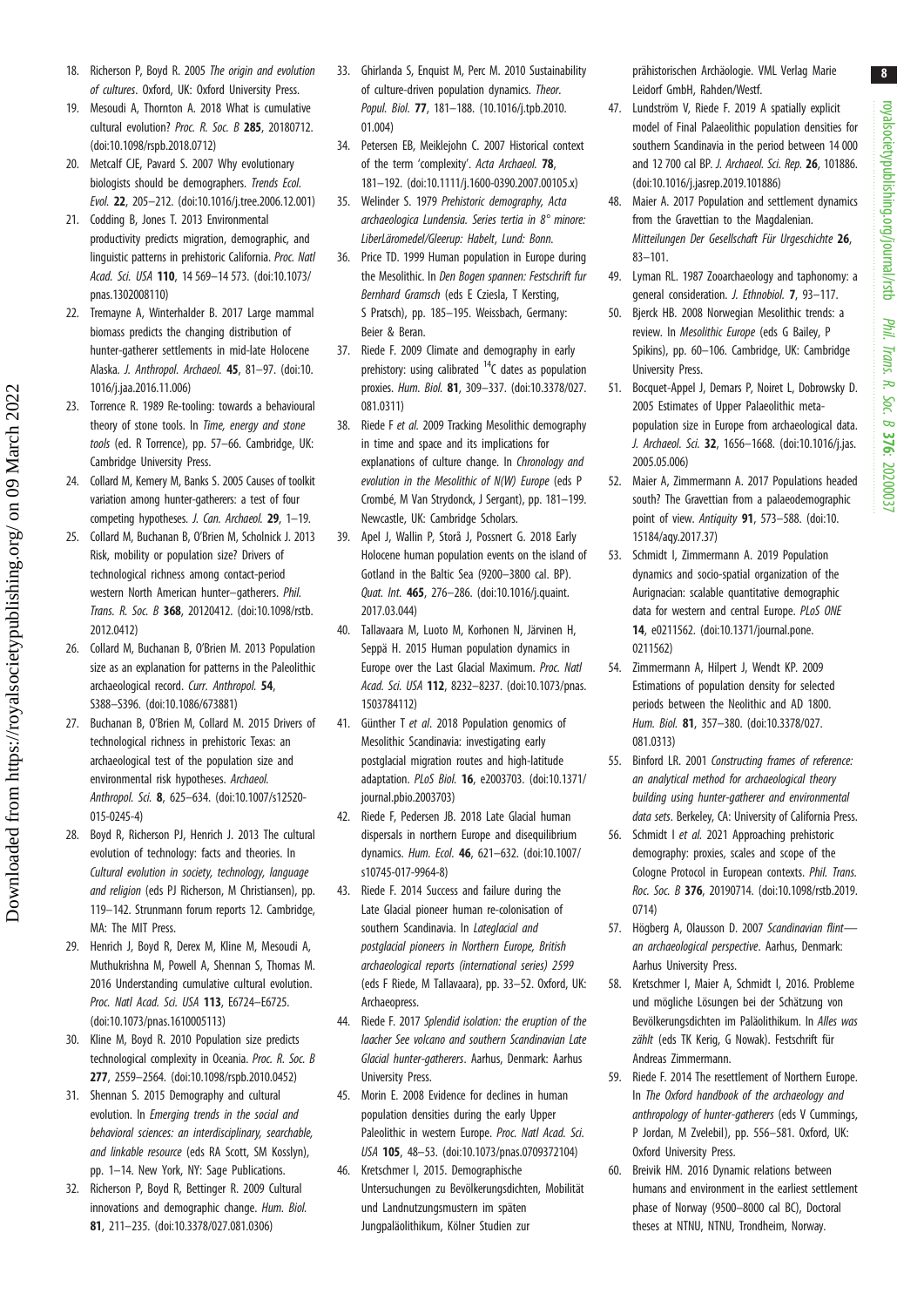18. Richerson P, Boyd R. 2005 *The origin and evolution of cultures*. Oxford, UK: Oxford University Press.
19. Mesoudi A, Thornton A. 2018 What is cumulative cultural evolution? *Proc. R. Soc. B* **285**, 20180712. (doi:10.1098/rspb.2018.0712)
20. Metcalf CJE, Pavard S. 2007 Why evolutionary biologists should be demographers. *Trends Ecol. Evol.* **22**, 205–212. (doi:10.1016/j.tree.2006.12.001)
21. Codding B, Jones T. 2013 Environmental productivity predicts migration, demographic, and linguistic patterns in prehistoric California. *Proc. Natl Acad. Sci. USA* **110**, 14 569–14 573. (doi:10.1073/pnas.1302008110)
22. Tremayne A, Winterhalder B. 2017 Large mammal biomass predicts the changing distribution of hunter-gatherer settlements in mid-late Holocene Alaska. *J. Anthropol. Archaeol.* **45**, 81–97. (doi:10.1016/j.jaa.2016.11.006)
23. Torrence R. 1989 Re-tooling: towards a behavioural theory of stone tools. In *Time, energy and stone tools* (ed. R Torrence), pp. 57–66. Cambridge, UK: Cambridge University Press.
24. Collard M, Kemery M, Banks S. 2005 Causes of toolkit variation among hunter-gatherers: a test of four competing hypotheses. *J. Can. Archaeol.* **29**, 1–19.
25. Collard M, Buchanan B, O'Brien M, Scholnick J. 2013 Risk, mobility or population size? Drivers of technological richness among contact-period western North American hunter–gatherers. *Phil. Trans. R. Soc. B* **368**, 20120412. (doi:10.1098/rstb.2012.0412)
26. Collard M, Buchanan B, O'Brien M. 2013 Population size as an explanation for patterns in the Paleolithic archaeological record. *Curr. Anthropol.* **54**, S388–S396. (doi:10.1086/673881)
27. Buchanan B, O'Brien M, Collard M. 2015 Drivers of technological richness in prehistoric Texas: an archaeological test of the population size and environmental risk hypotheses. *Archaeol. Anthropol. Sci.* **8**, 625–634. (doi:10.1007/s12520-015-0245-4)
28. Boyd R, Richerson PJ, Henrich J. 2013 The cultural evolution of technology: facts and theories. In *Cultural evolution in society, technology, language and religion* (eds PJ Richerson, M Christiansen), pp. 119–142. Strunmann forum reports 12. Cambridge, MA: The MIT Press.
29. Henrich J, Boyd R, Derex M, Kline M, Mesoudi A, Muthukrishna M, Powell A, Shennan S, Thomas M. 2016 Understanding cumulative cultural evolution. *Proc. Natl Acad. Sci. USA* **113**, E6724–E6725. (doi:10.1073/pnas.1610005113)
30. Kline M, Boyd R. 2010 Population size predicts technological complexity in Oceania. *Proc. R. Soc. B* **277**, 2559–2564. (doi:10.1098/rspb.2010.0452)
31. Shennan S. 2015 Demography and cultural evolution. In *Emerging trends in the social and behavioral sciences: an interdisciplinary, searchable, and linkable resource* (eds RA Scott, SM Kosslyn), pp. 1–14. New York, NY: Sage Publications.
32. Richerson P, Boyd R, Bettinger R. 2009 Cultural innovations and demographic change. *Hum. Biol.* **81**, 211–235. (doi:10.3378/027.081.0306)
33. Ghirlanda S, Enquist M, Perc M. 2010 Sustainability of culture-driven population dynamics. *Theor. Popul. Biol.* **77**, 181–188. (10.1016/j.tpb.2010.01.004)
34. Petersen EB, Meiklejohn C. 2007 Historical context of the term 'complexity'. *Acta Archaeol.* **78**, 181–192. (doi:10.1111/j.1600-0390.2007.00105.x)
35. Welinder S. 1979 *Prehistoric demography, Acta archaeologica Lundensia. Series tertia in 8° minore: LiberLäromedel/Gleerup: Habelt*, *Lund: Bonn.*
36. Price TD. 1999 Human population in Europe during the Mesolithic. In *Den Bogen spannen: Festschrift fur Bernhard Gramsch* (eds E Cziesla, T Kersting, S Pratsch), pp. 185–195. Weissbach, Germany: Beier & Beran.
37. Riede F. 2009 Climate and demography in early prehistory: using calibrated $^{14}$C dates as population proxies. *Hum. Biol.* **81**, 309–337. (doi:10.3378/027.081.0311)
38. Riede F *et al.* 2009 Tracking Mesolithic demography in time and space and its implications for explanations of culture change. In *Chronology and evolution in the Mesolithic of N(W) Europe* (eds P Crombé, M Van Strydonck, J Sergant), pp. 181–199. Newcastle, UK: Cambridge Scholars.
39. Apel J, Wallin P, Storå J, Possnert G. 2018 Early Holocene human population events on the island of Gotland in the Baltic Sea (9200–3800 cal. BP). *Quat. Int.* **465**, 276–286. (doi:10.1016/j.quaint.2017.03.044)
40. Tallavaara M, Luoto M, Korhonen N, Järvinen H, Seppä H. 2015 Human population dynamics in Europe over the Last Glacial Maximum. *Proc. Natl Acad. Sci. USA* **112**, 8232–8237. (doi:10.1073/pnas.1503784112)
41. Günther T *et al.* 2018 Population genomics of Mesolithic Scandinavia: investigating early postglacial migration routes and high-latitude adaptation. *PLoS Biol.* **16**, e2003703. (doi:10.1371/journal.pbio.2003703)
42. Riede F, Pedersen JB. 2018 Late Glacial human dispersals in northern Europe and disequilibrium dynamics. *Hum. Ecol.* **46**, 621–632. (doi:10.1007/s10745-017-9964-8)
43. Riede F. 2014 Success and failure during the Late Glacial pioneer human re-colonisation of southern Scandinavia. In *Lateglacial and postglacial pioneers in Northern Europe, British archaeological reports (international series) 2599* (eds F Riede, M Tallavaara), pp. 33–52. Oxford, UK: Archaeopress.
44. Riede F. 2017 *Splendid isolation: the eruption of the laacher See volcano and southern Scandinavian Late Glacial hunter-gatherers*. Aarhus, Denmark: Aarhus University Press.
45. Morin E. 2008 Evidence for declines in human population densities during the early Upper Paleolithic in western Europe. *Proc. Natl Acad. Sci. USA* **105**, 48–53. (doi:10.1073/pnas.0709372104)
46. Kretschmer I, 2015. Demographische Untersuchungen zu Bevölkerungsdichten, Mobilität und Landnutzungsmustern im späten Jungpaläolithikum, Kölner Studien zur prähistorischen Archäologie. VML Verlag Marie Leidorf GmbH, Rahden/Westf.
47. Lundström V, Riede F. 2019 A spatially explicit model of Final Palaeolithic population densities for southern Scandinavia in the period between 14 000 and 12 700 cal BP. *J. Archaeol. Sci. Rep.* **26**, 101886. (doi:10.1016/j.jasrep.2019.101886)
48. Maier A. 2017 Population and settlement dynamics from the Gravettian to the Magdalenian. *Mitteilungen Der Gesellschaft Für Urgeschichte* **26**, 83–101.
49. Lyman RL. 1987 Zooarchaeology and taphonomy: a general consideration. *J. Ethnobiol.* **7**, 93–117.
50. Bjerck HB. 2008 Norwegian Mesolithic trends: a review. In *Mesolithic Europe* (eds G Bailey, P Spikins), pp. 60–106. Cambridge, UK: Cambridge University Press.
51. Bocquet-Appel J, Demars P, Noiret L, Dobrowsky D. 2005 Estimates of Upper Palaeolithic meta-population size in Europe from archaeological data. *J. Archaeol. Sci.* **32**, 1656–1668. (doi:10.1016/j.jas.2005.05.006)
52. Maier A, Zimmermann A. 2017 Populations headed south? The Gravettian from a palaeodemographic point of view. *Antiquity* **91**, 573–588. (doi:10.15184/aqy.2017.37)
53. Schmidt I, Zimmermann A. 2019 Population dynamics and socio-spatial organization of the Aurignacian: scalable quantitative demographic data for western and central Europe. *PLoS ONE* **14**, e0211562. (doi:10.1371/journal.pone.0211562)
54. Zimmermann A, Hilpert J, Wendt KP. 2009 Estimations of population density for selected periods between the Neolithic and AD 1800. *Hum. Biol.* **81**, 357–380. (doi:10.3378/027.081.0313)
55. Binford LR. 2001 *Constructing frames of reference: an analytical method for archaeological theory building using hunter-gatherer and environmental data sets*. Berkeley, CA: University of California Press.
56. Schmidt I *et al.* 2021 Approaching prehistoric demography: proxies, scales and scope of the Cologne Protocol in European contexts. *Phil. Trans. Roc. Soc. B* **376**, 20190714. (doi:10.1098/rstb.2019.0714)
57. Högberg A, Olausson D. 2007 *Scandinavian flint—an archaeological perspective*. Aarhus, Denmark: Aarhus University Press.
58. Kretschmer I, Maier A, Schmidt I, 2016. Probleme und mögliche Lösungen bei der Schätzung von Bevölkerungsdichten im Paläolithikum. In *Alles was zählt* (eds TK Kerig, G Nowak). Festschrift für Andreas Zimmermann.
59. Riede F. 2014 The resettlement of Northern Europe. In *The Oxford handbook of the archaeology and anthropology of hunter-gatherers* (eds V Cummings, P Jordan, M Zvelebil), pp. 556–581. Oxford, UK: Oxford University Press.
60. Breivik HM. 2016 Dynamic relations between humans and environment in the earliest settlement phase of Norway (9500–8000 cal BC), Doctoral theses at NTNU, NTNU, Trondheim, Norway.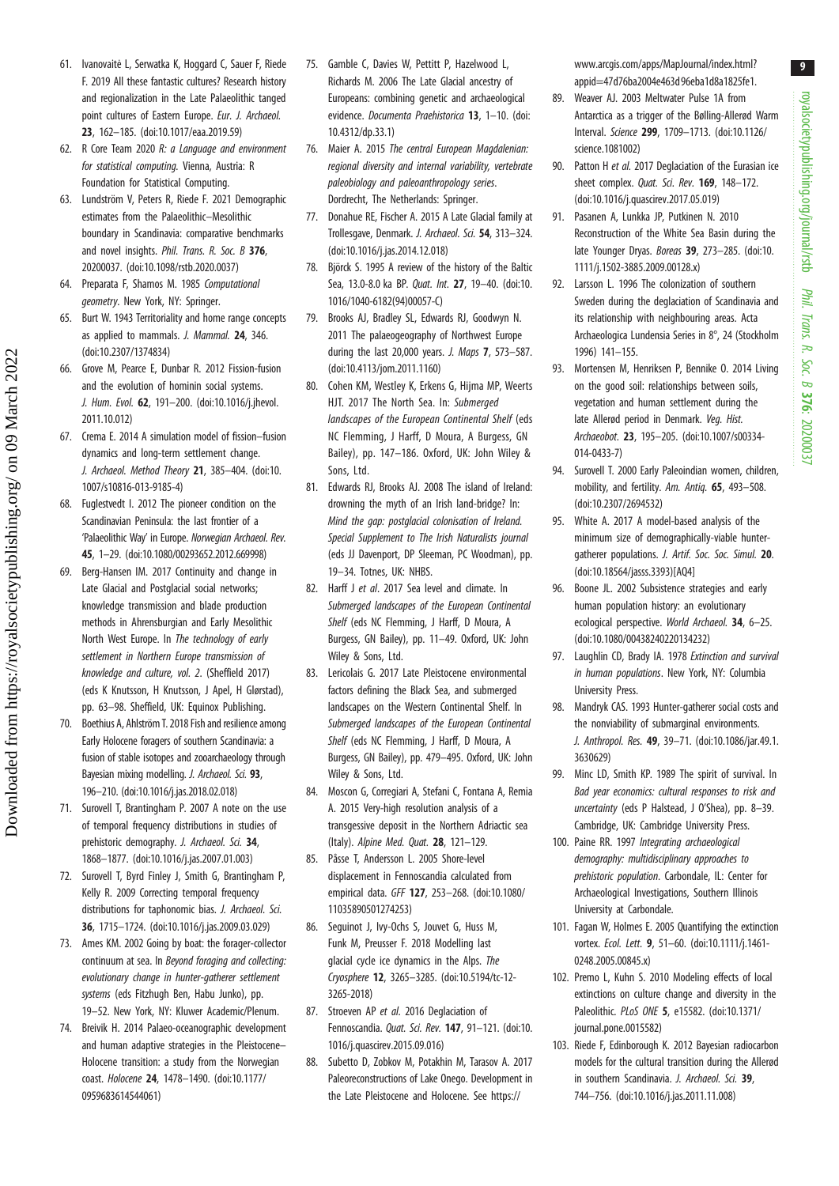61. Ivanovaitė L, Serwatka K, Hoggard C, Sauer F, Riede F. 2019 All these fantastic cultures? Research history and regionalization in the Late Palaeolithic tanged point cultures of Eastern Europe. *Eur. J. Archaeol.* **23**, 162–185. (doi:10.1017/eaa.2019.59)

62. R Core Team 2020 *R: a Language and environment for statistical computing*. Vienna, Austria: R Foundation for Statistical Computing.

63. Lundström V, Peters R, Riede F. 2021 Demographic estimates from the Palaeolithic–Mesolithic boundary in Scandinavia: comparative benchmarks and novel insights. *Phil. Trans. R. Soc. B* **376**, 20200037. (doi:10.1098/rstb.2020.0037)

64. Preparata F, Shamos M. 1985 *Computational geometry*. New York, NY: Springer.

65. Burt W. 1943 Territoriality and home range concepts as applied to mammals. *J. Mammal.* **24**, 346. (doi:10.2307/1374834)

66. Grove M, Pearce E, Dunbar R. 2012 Fission-fusion and the evolution of hominin social systems. *J. Hum. Evol.* **62**, 191–200. (doi:10.1016/j.jhevol.2011.10.012)

67. Crema E. 2014 A simulation model of fission–fusion dynamics and long-term settlement change. *J. Archaeol. Method Theory* **21**, 385–404. (doi:10.1007/s10816-013-9185-4)

68. Fuglestvedt I. 2012 The pioneer condition on the Scandinavian Peninsula: the last frontier of a 'Palaeolithic Way' in Europe. *Norwegian Archaeol. Rev.* **45**, 1–29. (doi:10.1080/00293652.2012.669998)

69. Berg-Hansen IM. 2017 Continuity and change in Late Glacial and Postglacial social networks; knowledge transmission and blade production methods in Ahrensburgian and Early Mesolithic North West Europe. In *The technology of early settlement in Northern Europe transmission of knowledge and culture, vol. 2*. (Sheffield 2017) (eds K Knutsson, H Knutsson, J Apel, H Glørstad), pp. 63–98. Sheffield, UK: Equinox Publishing.

70. Boethius A, Ahlström T. 2018 Fish and resilience among Early Holocene foragers of southern Scandinavia: a fusion of stable isotopes and zooarchaeology through Bayesian mixing modelling. *J. Archaeol. Sci.* **93**, 196–210. (doi:10.1016/j.jas.2018.02.018)

71. Surovell T, Brantingham P. 2007 A note on the use of temporal frequency distributions in studies of prehistoric demography. *J. Archaeol. Sci.* **34**, 1868–1877. (doi:10.1016/j.jas.2007.01.003)

72. Surovell T, Byrd Finley J, Smith G, Brantingham P, Kelly R. 2009 Correcting temporal frequency distributions for taphonomic bias. *J. Archaeol. Sci.* **36**, 1715–1724. (doi:10.1016/j.jas.2009.03.029)

73. Ames KM. 2002 Going by boat: the forager-collector continuum at sea. In *Beyond foraging and collecting: evolutionary change in hunter-gatherer settlement systems* (eds Fitzhugh Ben, Habu Junko), pp. 19–52. New York, NY: Kluwer Academic/Plenum.

74. Breivik H. 2014 Palaeo-oceanographic development and human adaptive strategies in the Pleistocene–Holocene transition: a study from the Norwegian coast. *Holocene* **24**, 1478–1490. (doi:10.1177/0959683614544061)

75. Gamble C, Davies W, Pettitt P, Hazelwood L, Richards M. 2006 The Late Glacial ancestry of Europeans: combining genetic and archaeological evidence. *Documenta Praehistorica* **13**, 1–10. (doi:10.4312/dp.33.1)

76. Maier A. 2015 *The central European Magdalenian: regional diversity and internal variability, vertebrate paleobiology and paleoanthropology series*. Dordrecht, The Netherlands: Springer.

77. Donahue RE, Fischer A. 2015 A Late Glacial family at Trollesgave, Denmark. *J. Archaeol. Sci.* **54**, 313–324. (doi:10.1016/j.jas.2014.12.018)

78. Björck S. 1995 A review of the history of the Baltic Sea, 13.0-8.0 ka BP. *Quat. Int.* **27**, 19–40. (doi:10.1016/1040-6182(94)00057-C)

79. Brooks AJ, Bradley SL, Edwards RJ, Goodwyn N. 2011 The palaeogeography of Northwest Europe during the last 20,000 years. *J. Maps* **7**, 573–587. (doi:10.4113/jom.2011.1160)

80. Cohen KM, Westley K, Erkens G, Hijma MP, Weerts HJT. 2017 The North Sea. In: *Submerged landscapes of the European Continental Shelf* (eds NC Flemming, J Harff, D Moura, A Burgess, GN Bailey), pp. 147–186. Oxford, UK: John Wiley & Sons, Ltd.

81. Edwards RJ, Brooks AJ. 2008 The island of Ireland: drowning the myth of an Irish land-bridge? In: *Mind the gap: postglacial colonisation of Ireland. Special Supplement to The Irish Naturalists journal* (eds JJ Davenport, DP Sleeman, PC Woodman), pp. 19–34. Totnes, UK: NHBS.

82. Harff J *et al*. 2017 Sea level and climate. In *Submerged landscapes of the European Continental Shelf* (eds NC Flemming, J Harff, D Moura, A Burgess, GN Bailey), pp. 11–49. Oxford, UK: John Wiley & Sons, Ltd.

83. Lericolais G. 2017 Late Pleistocene environmental factors defining the Black Sea, and submerged landscapes on the Western Continental Shelf. In *Submerged landscapes of the European Continental Shelf* (eds NC Flemming, J Harff, D Moura, A Burgess, GN Bailey), pp. 479–495. Oxford, UK: John Wiley & Sons, Ltd.

84. Moscon G, Corregiari A, Stefani C, Fontana A, Remia A. 2015 Very-high resolution analysis of a transgessive deposit in the Northern Adriactic sea (Italy). *Alpine Med. Quat.* **28**, 121–129.

85. Påsse T, Andersson L. 2005 Shore-level displacement in Fennoscandia calculated from empirical data. *GFF* **127**, 253–268. (doi:10.1080/11035890501274253)

86. Seguinot J, Ivy-Ochs S, Jouvet G, Huss M, Funk M, Preusser F. 2018 Modelling last glacial cycle ice dynamics in the Alps. *The Cryosphere* **12**, 3265–3285. (doi:10.5194/tc-12-3265-2018)

87. Stroeven AP *et al*. 2016 Deglaciation of Fennoscandia. *Quat. Sci. Rev.* **147**, 91–121. (doi:10.1016/j.quascirev.2015.09.016)

88. Subetto D, Zobkov M, Potakhin M, Tarasov A. 2017 Paleoreconstructions of Lake Onego. Development in the Late Pleistocene and Holocene. See https://www.arcgis.com/apps/MapJournal/index.html?appid=47d76ba2004e463d96eba1d8a1825fe1.

89. Weaver AJ. 2003 Meltwater Pulse 1A from Antarctica as a trigger of the Bølling-Allerød Warm Interval. *Science* **299**, 1709–1713. (doi:10.1126/science.1081002)

90. Patton H *et al*. 2017 Deglaciation of the Eurasian ice sheet complex. *Quat. Sci. Rev.* **169**, 148–172. (doi:10.1016/j.quascirev.2017.05.019)

91. Pasanen A, Lunkka JP, Putkinen N. 2010 Reconstruction of the White Sea Basin during the late Younger Dryas. *Boreas* **39**, 273–285. (doi:10.1111/j.1502-3885.2009.00128.x)

92. Larsson L. 1996 The colonization of southern Sweden during the deglaciation of Scandinavia and its relationship with neighbouring areas. Acta Archaeologica Lundensia Series in 8°, 24 (Stockholm 1996) 141–155.

93. Mortensen M, Henriksen P, Bennike O. 2014 Living on the good soil: relationships between soils, vegetation and human settlement during the late Allerød period in Denmark. *Veg. Hist. Archaeobot.* **23**, 195–205. (doi:10.1007/s00334-014-0433-7)

94. Surovell T. 2000 Early Paleoindian women, children, mobility, and fertility. *Am. Antiq.* **65**, 493–508. (doi:10.2307/2694532)

95. White A. 2017 A model-based analysis of the minimum size of demographically-viable hunter-gatherer populations. *J. Artif. Soc. Soc. Simul.* **20**. (doi:10.18564/jasss.3393)[AQ4]

96. Boone JL. 2002 Subsistence strategies and early human population history: an evolutionary ecological perspective. *World Archaeol.* **34**, 6–25. (doi:10.1080/00438240220134232)

97. Laughlin CD, Brady IA. 1978 *Extinction and survival in human populations*. New York, NY: Columbia University Press.

98. Mandryk CAS. 1993 Hunter-gatherer social costs and the nonviability of submarginal environments. *J. Anthropol. Res.* **49**, 39–71. (doi:10.1086/jar.49.1.3630629)

99. Minc LD, Smith KP. 1989 The spirit of survival. In *Bad year economics: cultural responses to risk and uncertainty* (eds P Halstead, J O'Shea), pp. 8–39. Cambridge, UK: Cambridge University Press.

100. Paine RR. 1997 *Integrating archaeological demography: multidisciplinary approaches to prehistoric population*. Carbondale, IL: Center for Archaeological Investigations, Southern Illinois University at Carbondale.

101. Fagan W, Holmes E. 2005 Quantifying the extinction vortex. *Ecol. Lett.* **9**, 51–60. (doi:10.1111/j.1461-0248.2005.00845.x)

102. Premo L, Kuhn S. 2010 Modeling effects of local extinctions on culture change and diversity in the Paleolithic. *PLoS ONE* **5**, e15582. (doi:10.1371/journal.pone.0015582)

103. Riede F, Edinborough K. 2012 Bayesian radiocarbon models for the cultural transition during the Allerød in southern Scandinavia. *J. Archaeol. Sci.* **39**, 744–756. (doi:10.1016/j.jas.2011.11.008)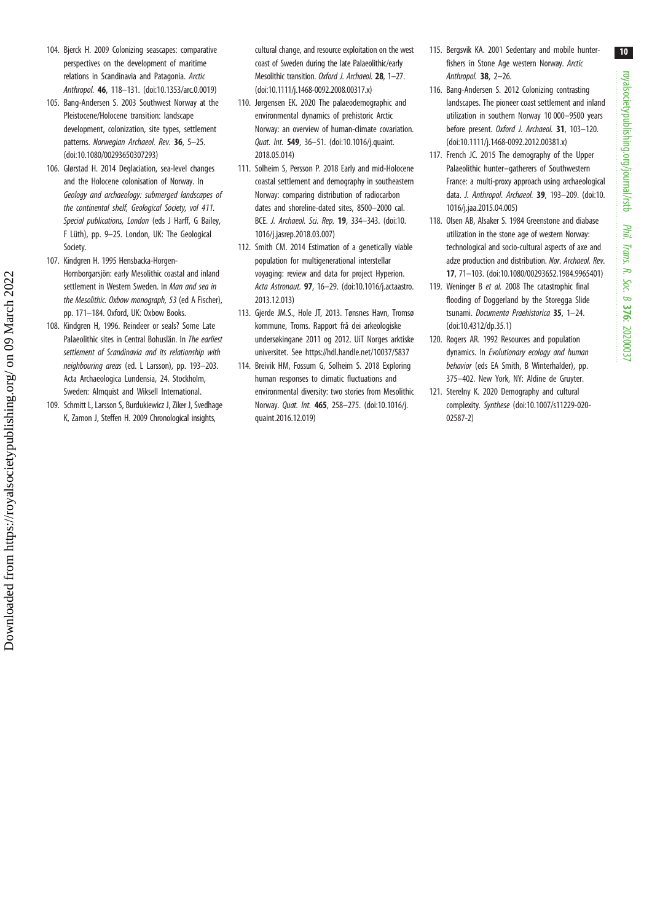104. Bjerck H. 2009 Colonizing seascapes: comparative perspectives on the development of maritime relations in Scandinavia and Patagonia. *Arctic Anthropol.* **46**, 118–131. (doi:10.1353/arc.0.0019)
105. Bang-Andersen S. 2003 Southwest Norway at the Pleistocene/Holocene transition: landscape development, colonization, site types, settlement patterns. *Norwegian Archaeol. Rev.* **36**, 5–25. (doi:10.1080/00293650307293)
106. Glørstad H. 2014 Deglaciation, sea-level changes and the Holocene colonisation of Norway. In *Geology and archaeology: submerged landscapes of the continental shelf, Geological Society, vol 411. Special publications, London* (eds J Harff, G Bailey, F Lüth), pp. 9–25. London, UK: The Geological Society.
107. Kindgren H. 1995 Hensbacka-Horgen-Hornborgarsjön: early Mesolithic coastal and inland settlement in Western Sweden. In *Man and sea in the Mesolithic. Oxbow monograph, 53* (ed A Fischer), pp. 171–184. Oxford, UK: Oxbow Books.
108. Kindgren H, 1996. Reindeer or seals? Some Late Palaeolithic sites in Central Bohuslän. In *The earliest settlement of Scandinavia and its relationship with neighbouring areas* (ed. L Larsson), pp. 193–203. Acta Archaeologica Lundensia, 24. Stockholm, Sweden: Almquist and Wiksell International.
109. Schmitt L, Larsson S, Burdukiewicz J, Ziker J, Svedhage K, Zamon J, Steffen H. 2009 Chronological insights, cultural change, and resource exploitation on the west coast of Sweden during the late Palaeolithic/early Mesolithic transition. *Oxford J. Archaeol.* **28**, 1–27. (doi:10.1111/j.1468-0092.2008.00317.x)
110. Jørgensen EK. 2020 The palaeodemographic and environmental dynamics of prehistoric Arctic Norway: an overview of human-climate covariation. *Quat. Int.* **549**, 36–51. (doi:10.1016/j.quaint.2018.05.014)
111. Solheim S, Persson P. 2018 Early and mid-Holocene coastal settlement and demography in southeastern Norway: comparing distribution of radiocarbon dates and shoreline-dated sites, 8500–2000 cal. BCE. *J. Archaeol. Sci. Rep.* **19**, 334–343. (doi:10.1016/j.jasrep.2018.03.007)
112. Smith CM. 2014 Estimation of a genetically viable population for multigenerational interstellar voyaging: review and data for project Hyperion. *Acta Astronaut.* **97**, 16–29. (doi:10.1016/j.actaastro.2013.12.013)
113. Gjerde JM.S., Hole JT, 2013. Tønsnes Havn, Tromsø kommune, Troms. Rapport frå dei arkeologiske undersøkingane 2011 og 2012. UiT Norges arktiske universitet. See https://hdl.handle.net/10037/5837
114. Breivik HM, Fossum G, Solheim S. 2018 Exploring human responses to climatic fluctuations and environmental diversity: two stories from Mesolithic Norway. *Quat. Int.* **465**, 258–275. (doi:10.1016/j.quaint.2016.12.019)
115. Bergsvik KA. 2001 Sedentary and mobile hunter-fishers in Stone Age western Norway. *Arctic Anthropol.* **38**, 2–26.
116. Bang-Andersen S. 2012 Colonizing contrasting landscapes. The pioneer coast settlement and inland utilization in southern Norway 10 000–9500 years before present. *Oxford J. Archaeol.* **31**, 103–120. (doi:10.1111/j.1468-0092.2012.00381.x)
117. French JC. 2015 The demography of the Upper Palaeolithic hunter–gatherers of Southwestern France: a multi-proxy approach using archaeological data. *J. Anthropol. Archaeol.* **39**, 193–209. (doi:10.1016/j.jaa.2015.04.005)
118. Olsen AB, Alsaker S. 1984 Greenstone and diabase utilization in the stone age of western Norway: technological and socio-cultural aspects of axe and adze production and distribution. *Nor. Archaeol. Rev.* **17**, 71–103. (doi:10.1080/00293652.1984.9965401)
119. Weninger B *et al.* 2008 The catastrophic final flooding of Doggerland by the Storegga Slide tsunami. *Documenta Praehistorica* **35**, 1–24. (doi:10.4312/dp.35.1)
120. Rogers AR. 1992 Resources and population dynamics. In *Evolutionary ecology and human behavior* (eds EA Smith, B Winterhalder), pp. 375–402. New York, NY: Aldine de Gruyter.
121. Sterelny K. 2020 Demography and cultural complexity. *Synthese* (doi:10.1007/s11229-020-02587-2)